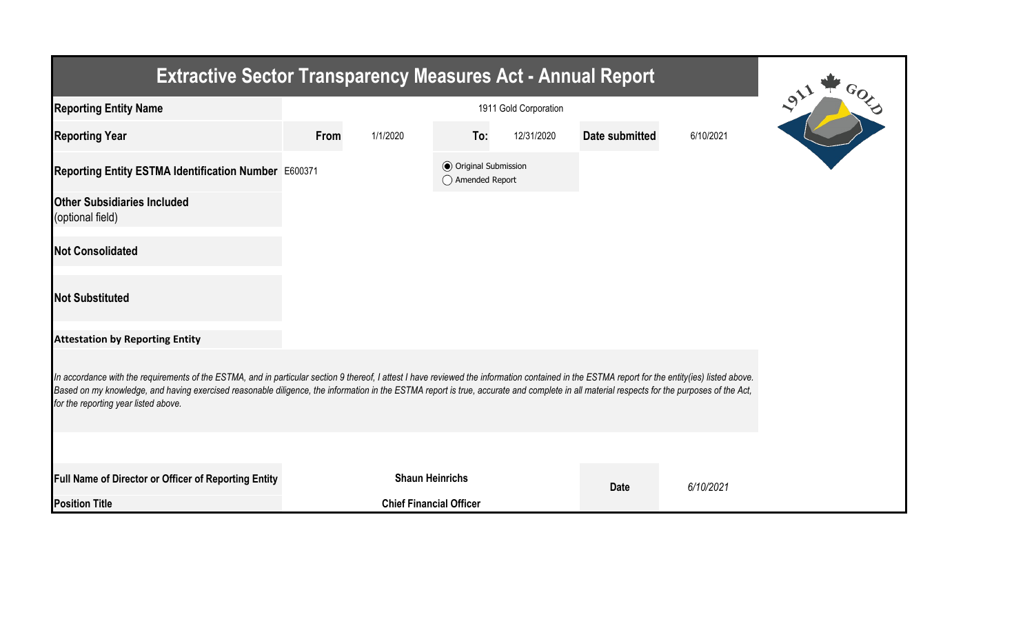# Extractive Sector Transparency Measures Act - Annual Report

| | | | | | | |
|---|---|---|---|---|---|---|
| **Reporting Entity Name** | 1911 Gold Corporation | | | | | |
| **Reporting Year** | **From** | 1/1/2020 | **To:** | 12/31/2020 | **Date submitted** | 6/10/2021 |
| **Reporting Entity ESTMA Identification Number** | E600371 | | ◉ Original Submission ◯ Amended Report | | | |
| **Other Subsidiaries Included** (optional field) | | | | | | |
| **Not Consolidated** | | | | | | |
| **Not Substituted** | | | | | | |

**Attestation by Reporting Entity**

*In accordance with the requirements of the ESTMA, and in particular section 9 thereof, I attest I have reviewed the information contained in the ESTMA report for the entity(ies) listed above. Based on my knowledge, and having exercised reasonable diligence, the information in the ESTMA report is true, accurate and complete in all material respects for the purposes of the Act, for the reporting year listed above.*

| | | | |
|---|---|---|---|
| **Full Name of Director or Officer of Reporting Entity** | **Shaun Heinrichs** | **Date** | *6/10/2021* |
| **Position Title** | **Chief Financial Officer** | | |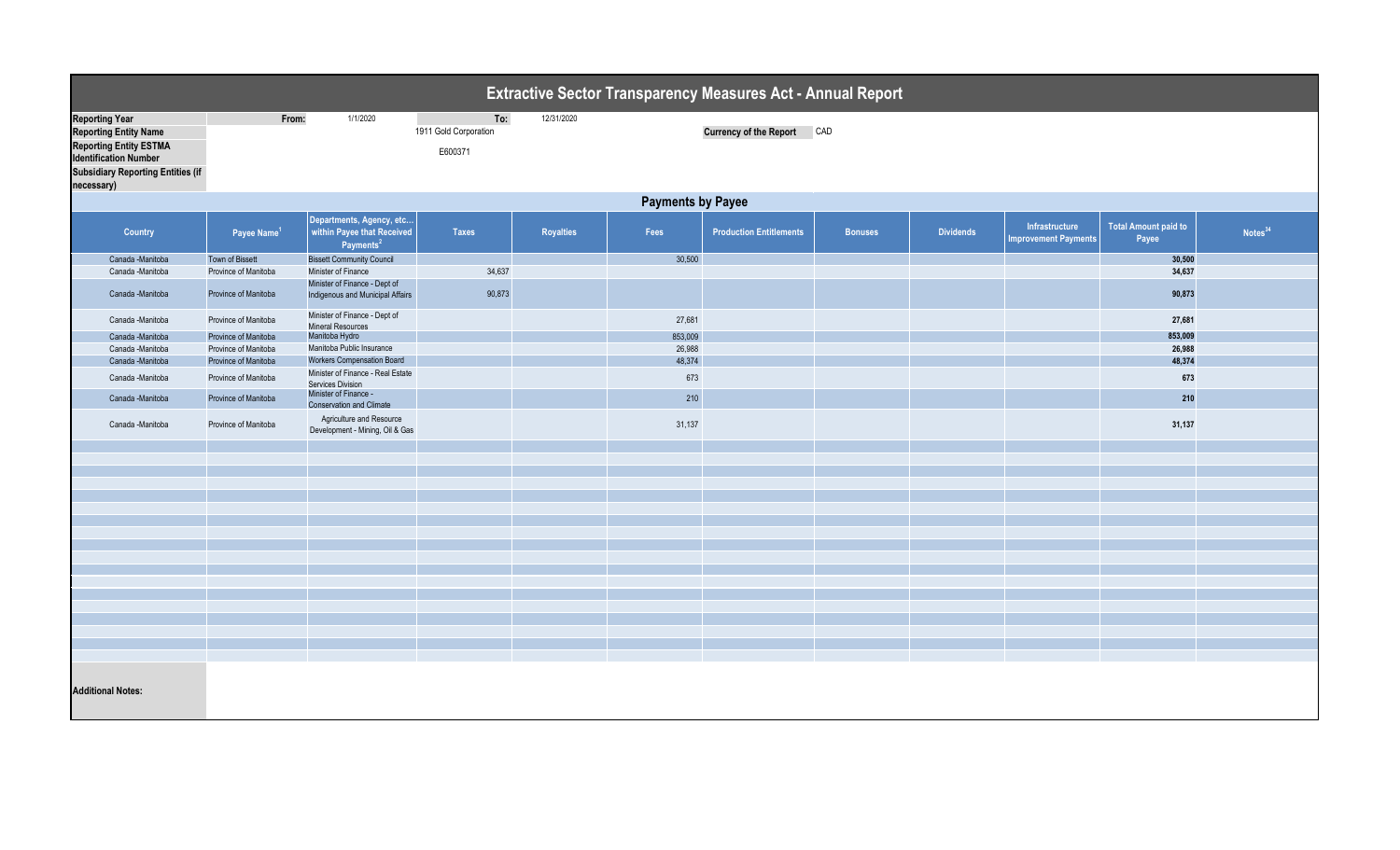# Extractive Sector Transparency Measures Act - Annual Report

| | | | | |
|---|---|---|---|---|
| **Reporting Year** | From: | 1/1/2020 | To: | 12/31/2020 |
| **Reporting Entity Name** | | 1911 Gold Corporation | | |
| **Reporting Entity ESTMA Identification Number** | | E600371 | | |
| **Subsidiary Reporting Entities (if necessary)** | | | | |

**Currency of the Report** CAD

## Payments by Payee

| Country | Payee Name[1] | Departments, Agency, etc... within Payee that Received Payments[2] | Taxes | Royalties | Fees | Production Entitlements | Bonuses | Dividends | Infrastructure Improvement Payments | Total Amount paid to Payee | Notes[34] |
|---|---|---|---|---|---|---|---|---|---|---|---|
| Canada -Manitoba | Town of Bissett | Bissett Community Council | | | 30,500 | | | | | 30,500 | |
| Canada -Manitoba | Province of Manitoba | Minister of Finance | 34,637 | | | | | | | 34,637 | |
| Canada -Manitoba | Province of Manitoba | Minister of Finance - Dept of Indigenous and Municipal Affairs | 90,873 | | | | | | | 90,873 | |
| Canada -Manitoba | Province of Manitoba | Minister of Finance - Dept of Mineral Resources | | | 27,681 | | | | | 27,681 | |
| Canada -Manitoba | Province of Manitoba | Manitoba Hydro | | | 853,009 | | | | | 853,009 | |
| Canada -Manitoba | Province of Manitoba | Manitoba Public Insurance | | | 26,988 | | | | | 26,988 | |
| Canada -Manitoba | Province of Manitoba | Workers Compensation Board | | | 48,374 | | | | | 48,374 | |
| Canada -Manitoba | Province of Manitoba | Minister of Finance - Real Estate Services Division | | | 673 | | | | | 673 | |
| Canada -Manitoba | Province of Manitoba | Minister of Finance - Conservation and Climate | | | 210 | | | | | 210 | |
| Canada -Manitoba | Province of Manitoba | Agriculture and Resource Development - Mining, Oil & Gas | | | 31,137 | | | | | 31,137 | |

**Additional Notes:**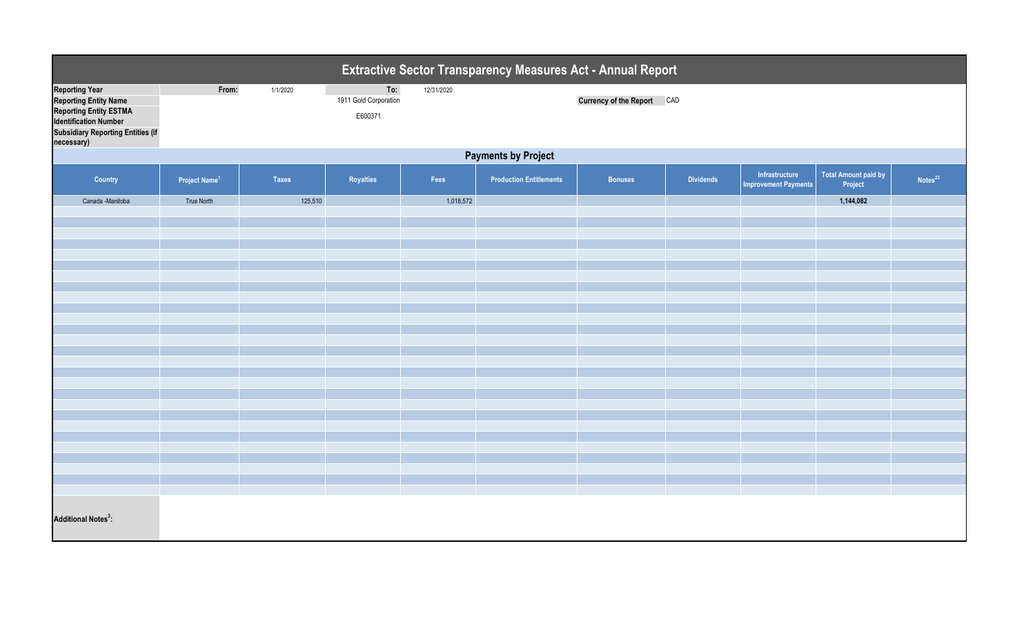# Extractive Sector Transparency Measures Act - Annual Report

| | | | | |
|---|---|---|---|---|
| **Reporting Year** | **From:** 1/1/2020 | **To:** 12/31/2020 | | |
| **Reporting Entity Name** | | 1911 Gold Corporation | **Currency of the Report** | CAD |
| **Reporting Entity ESTMA Identification Number** | | E600371 | | |
| **Subsidiary Reporting Entities (if necessary)** | | | | |

## Payments by Project

| Country | Project Name[1] | Taxes | Royalties | Fees | Production Entitlements | Bonuses | Dividends | Infrastructure Improvement Payments | Total Amount paid by Project | Notes[23] |
|---|---|---|---|---|---|---|---|---|---|---|
| Canada -Manitoba | True North | 125,510 | | 1,018,572 | | | | | **1,144,082** | |

**Additional Notes[3]:**